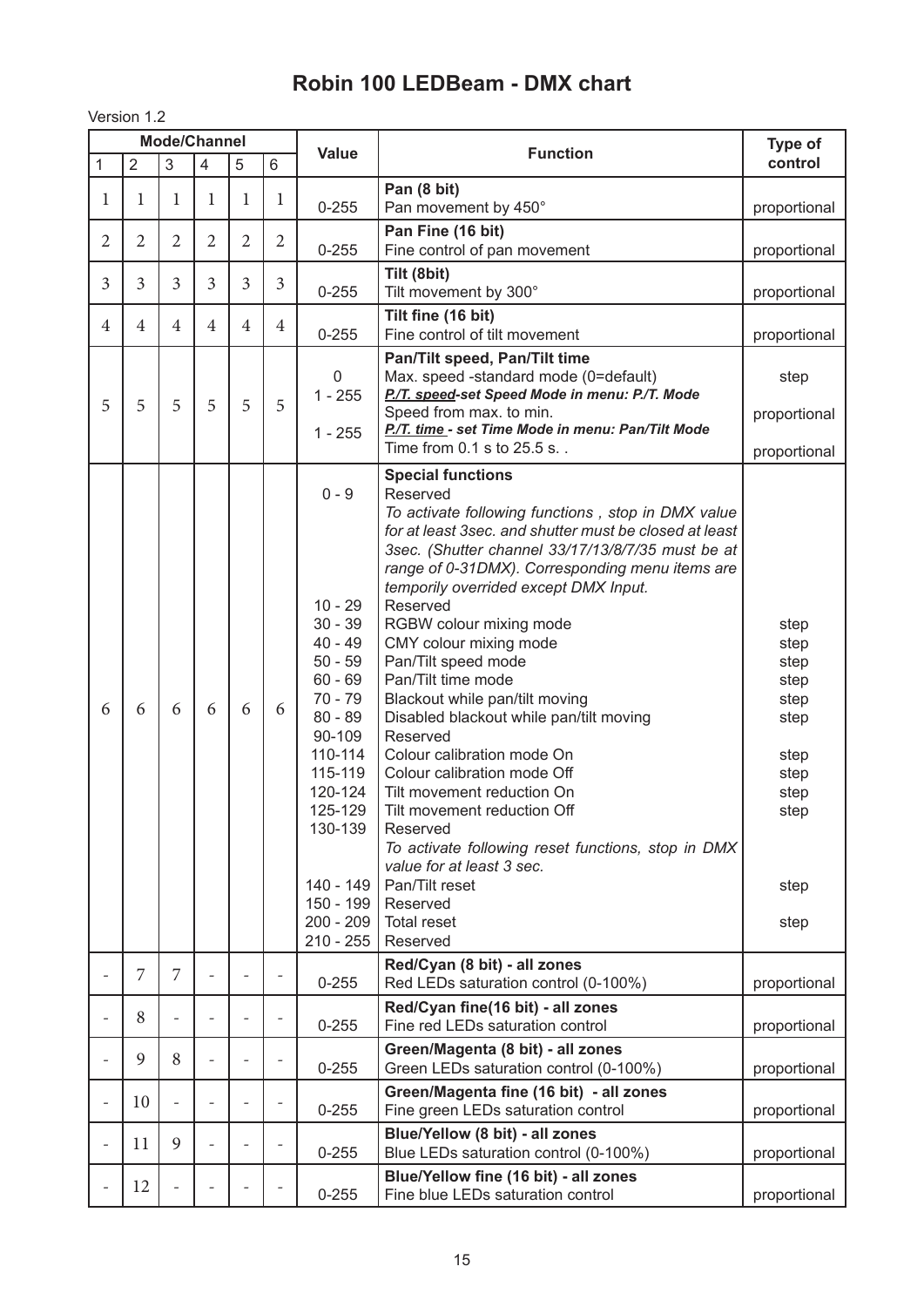# Robin 100 LEDBeam - DMX chart

Version 1.2

| Mode/Channel | | | | | | Value | Function | Type of control |
|---|---|---|---|---|---|---|---|---|
| 1 | 2 | 3 | 4 | 5 | 6 | | | |
| 1 | 1 | 1 | 1 | 1 | 1 | 0-255 | **Pan (8 bit)**<br>Pan movement by 450° | proportional |
| 2 | 2 | 2 | 2 | 2 | 2 | 0-255 | **Pan Fine (16 bit)**<br>Fine control of pan movement | proportional |
| 3 | 3 | 3 | 3 | 3 | 3 | 0-255 | **Tilt (8bit)**<br>Tilt movement by 300° | proportional |
| 4 | 4 | 4 | 4 | 4 | 4 | 0-255 | **Tilt fine (16 bit)**<br>Fine control of tilt movement | proportional |
| 5 | 5 | 5 | 5 | 5 | 5 | 0<br>1 - 255<br>1 - 255 | **Pan/Tilt speed, Pan/Tilt time**<br>Max. speed -standard mode (0=default)<br>***P./T. speed-set Speed Mode in menu: P./T. Mode***<br>Speed from max. to min.<br>***P./T. time - set Time Mode in menu: Pan/Tilt Mode***<br>Time from 0.1 s to 25.5 s. . | step<br>proportional<br>proportional |
| 6 | 6 | 6 | 6 | 6 | 6 | 0 - 9<br>10 - 29<br>30 - 39<br>40 - 49<br>50 - 59<br>60 - 69<br>70 - 79<br>80 - 89<br>90-109<br>110-114<br>115-119<br>120-124<br>125-129<br>130-139<br>140 - 149<br>150 - 199<br>200 - 209<br>210 - 255 | **Special functions**<br>Reserved<br>*To activate following functions , stop in DMX value for at least 3sec. and shutter must be closed at least 3sec. (Shutter channel 33/17/13/8/7/35 must be at range of 0-31DMX). Corresponding menu items are temporily overrided except DMX Input.*<br>Reserved<br>RGBW colour mixing mode<br>CMY colour mixing mode<br>Pan/Tilt speed mode<br>Pan/Tilt time mode<br>Blackout while pan/tilt moving<br>Disabled blackout while pan/tilt moving<br>Reserved<br>Colour calibration mode On<br>Colour calibration mode Off<br>Tilt movement reduction On<br>Tilt movement reduction Off<br>Reserved<br>*To activate following reset functions, stop in DMX value for at least 3 sec.*<br>Pan/Tilt reset<br>Reserved<br>Total reset<br>Reserved | step<br>step<br>step<br>step<br>step<br>step<br>step<br>step<br>step<br>step<br>step<br>step |
| - | 7 | 7 | - | - | - | 0-255 | **Red/Cyan (8 bit) - all zones**<br>Red LEDs saturation control (0-100%) | proportional |
| - | 8 | - | - | - | - | 0-255 | **Red/Cyan fine(16 bit) - all zones**<br>Fine red LEDs saturation control | proportional |
| - | 9 | 8 | - | - | - | 0-255 | **Green/Magenta (8 bit) - all zones**<br>Green LEDs saturation control (0-100%) | proportional |
| - | 10 | - | - | - | - | 0-255 | **Green/Magenta fine (16 bit) - all zones**<br>Fine green LEDs saturation control | proportional |
| - | 11 | 9 | - | - | - | 0-255 | **Blue/Yellow (8 bit) - all zones**<br>Blue LEDs saturation control (0-100%) | proportional |
| - | 12 | - | - | - | - | 0-255 | **Blue/Yellow fine (16 bit) - all zones**<br>Fine blue LEDs saturation control | proportional |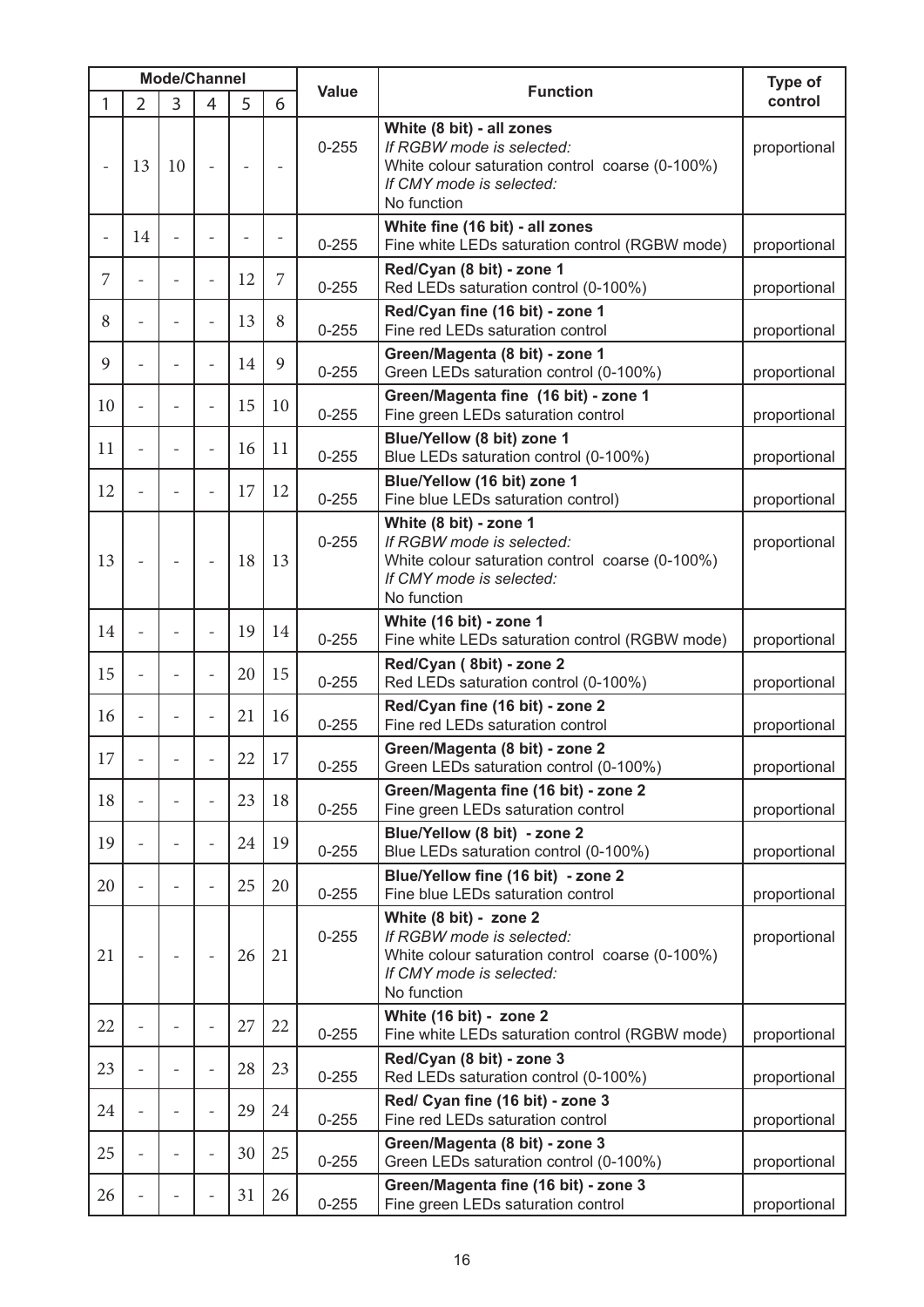| Mode/Channel | | | | | | Value | Function | Type of control |
|---|---|---|---|---|---|---|---|---|
| 1 | 2 | 3 | 4 | 5 | 6 | | | |
| - | 13 | 10 | - | - | - | 0-255 | **White (8 bit) - all zones** *If RGBW mode is selected:* White colour saturation control coarse (0-100%) *If CMY mode is selected:* No function | proportional |
| - | 14 | - | - | - | - | 0-255 | **White fine (16 bit) - all zones** Fine white LEDs saturation control (RGBW mode) | proportional |
| 7 | - | - | - | 12 | 7 | 0-255 | **Red/Cyan (8 bit) - zone 1** Red LEDs saturation control (0-100%) | proportional |
| 8 | - | - | - | 13 | 8 | 0-255 | **Red/Cyan fine (16 bit) - zone 1** Fine red LEDs saturation control | proportional |
| 9 | - | - | - | 14 | 9 | 0-255 | **Green/Magenta (8 bit) - zone 1** Green LEDs saturation control (0-100%) | proportional |
| 10 | - | - | - | 15 | 10 | 0-255 | **Green/Magenta fine (16 bit) - zone 1** Fine green LEDs saturation control | proportional |
| 11 | - | - | - | 16 | 11 | 0-255 | **Blue/Yellow (8 bit) zone 1** Blue LEDs saturation control (0-100%) | proportional |
| 12 | - | - | - | 17 | 12 | 0-255 | **Blue/Yellow (16 bit) zone 1** Fine blue LEDs saturation control) | proportional |
| 13 | - | - | - | 18 | 13 | 0-255 | **White (8 bit) - zone 1** *If RGBW mode is selected:* White colour saturation control coarse (0-100%) *If CMY mode is selected:* No function | proportional |
| 14 | - | - | - | 19 | 14 | 0-255 | **White (16 bit) - zone 1** Fine white LEDs saturation control (RGBW mode) | proportional |
| 15 | - | - | - | 20 | 15 | 0-255 | **Red/Cyan ( 8bit) - zone 2** Red LEDs saturation control (0-100%) | proportional |
| 16 | - | - | - | 21 | 16 | 0-255 | **Red/Cyan fine (16 bit) - zone 2** Fine red LEDs saturation control | proportional |
| 17 | - | - | - | 22 | 17 | 0-255 | **Green/Magenta (8 bit) - zone 2** Green LEDs saturation control (0-100%) | proportional |
| 18 | - | - | - | 23 | 18 | 0-255 | **Green/Magenta fine (16 bit) - zone 2** Fine green LEDs saturation control | proportional |
| 19 | - | - | - | 24 | 19 | 0-255 | **Blue/Yellow (8 bit) - zone 2** Blue LEDs saturation control (0-100%) | proportional |
| 20 | - | - | - | 25 | 20 | 0-255 | **Blue/Yellow fine (16 bit) - zone 2** Fine blue LEDs saturation control | proportional |
| 21 | - | - | - | 26 | 21 | 0-255 | **White (8 bit) - zone 2** *If RGBW mode is selected:* White colour saturation control coarse (0-100%) *If CMY mode is selected:* No function | proportional |
| 22 | - | - | - | 27 | 22 | 0-255 | **White (16 bit) - zone 2** Fine white LEDs saturation control (RGBW mode) | proportional |
| 23 | - | - | - | 28 | 23 | 0-255 | **Red/Cyan (8 bit) - zone 3** Red LEDs saturation control (0-100%) | proportional |
| 24 | - | - | - | 29 | 24 | 0-255 | **Red/ Cyan fine (16 bit) - zone 3** Fine red LEDs saturation control | proportional |
| 25 | - | - | - | 30 | 25 | 0-255 | **Green/Magenta (8 bit) - zone 3** Green LEDs saturation control (0-100%) | proportional |
| 26 | - | - | - | 31 | 26 | 0-255 | **Green/Magenta fine (16 bit) - zone 3** Fine green LEDs saturation control | proportional |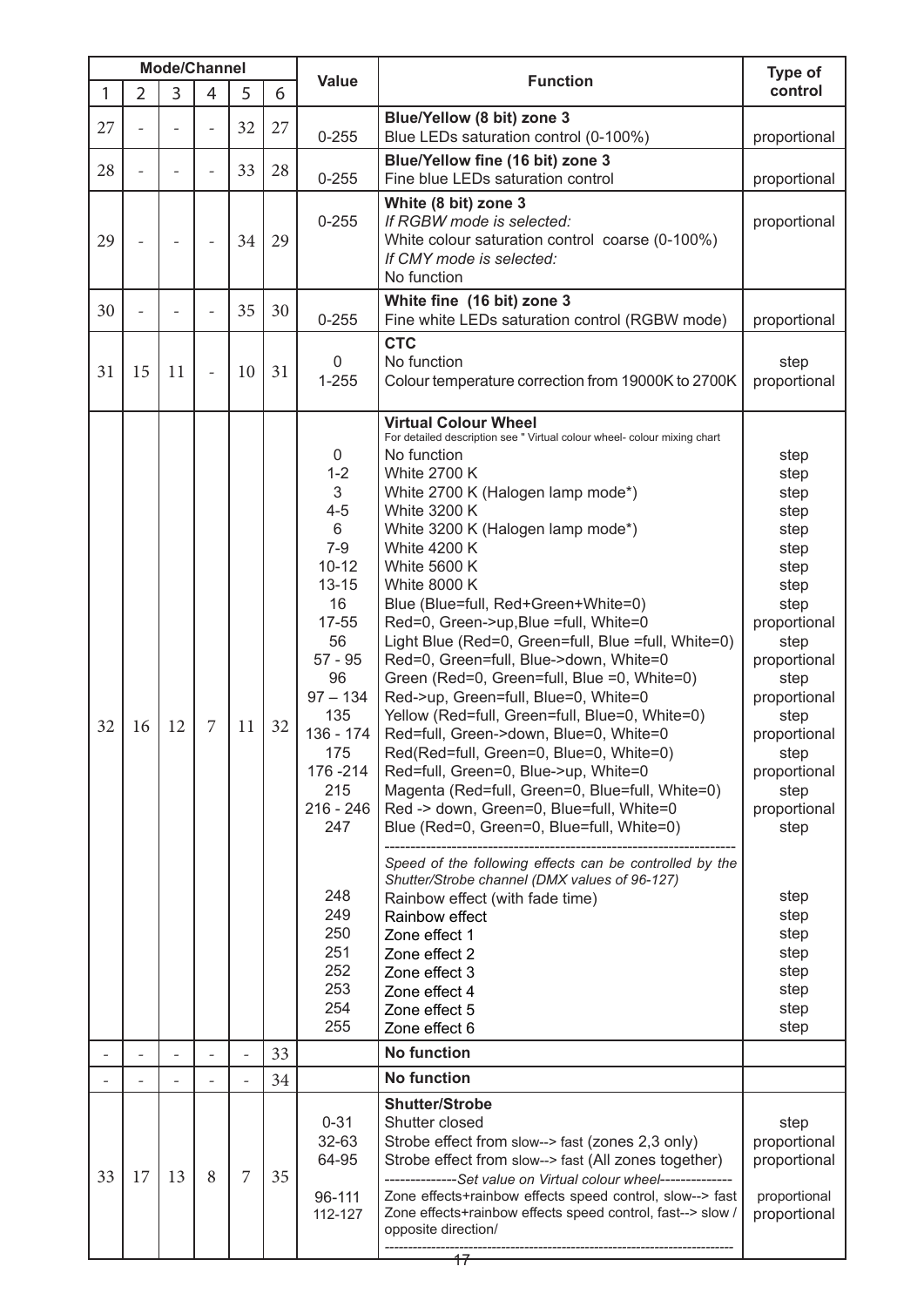| Mode/Channel | | | | | | Value | Function | Type of control |
|---|---|---|---|---|---|---|---|---|
| 1 | 2 | 3 | 4 | 5 | 6 | | | |
| 27 | - | - | - | 32 | 27 | 0-255 | **Blue/Yellow (8 bit) zone 3**<br>Blue LEDs saturation control (0-100%) | proportional |
| 28 | - | - | - | 33 | 28 | 0-255 | **Blue/Yellow fine (16 bit) zone 3**<br>Fine blue LEDs saturation control | proportional |
| 29 | - | - | - | 34 | 29 | 0-255 | **White (8 bit) zone 3**<br>*If RGBW mode is selected:*<br>White colour saturation control coarse (0-100%)<br>*If CMY mode is selected:*<br>No function | proportional |
| 30 | - | - | - | 35 | 30 | 0-255 | **White fine (16 bit) zone 3**<br>Fine white LEDs saturation control (RGBW mode) | proportional |
| 31 | 15 | 11 | - | 10 | 31 | 0<br>1-255 | **CTC**<br>No function<br>Colour temperature correction from 19000K to 2700K | step<br>proportional |
| 32 | 16 | 12 | 7 | 11 | 32 | <br><br>0<br>1-2<br>3<br>4-5<br>6<br>7-9<br>10-12<br>13-15<br>16<br>17-55<br>56<br>57 - 95<br>96<br>97 – 134<br>135<br>136 - 174<br>175<br>176 -214<br>215<br>216 - 246<br>247<br><br><br><br>248<br>249<br>250<br>251<br>252<br>253<br>254<br>255 | **Virtual Colour Wheel**<br>For detailed description see " Virtual colour wheel- colour mixing chart<br>No function<br>White 2700 K<br>White 2700 K (Halogen lamp mode*)<br>White 3200 K<br>White 3200 K (Halogen lamp mode*)<br>White 4200 K<br>White 5600 K<br>White 8000 K<br>Blue (Blue=full, Red+Green+White=0)<br>Red=0, Green->up,Blue =full, White=0<br>Light Blue (Red=0, Green=full, Blue =full, White=0)<br>Red=0, Green=full, Blue->down, White=0<br>Green (Red=0, Green=full, Blue =0, White=0)<br>Red->up, Green=full, Blue=0, White=0<br>Yellow (Red=full, Green=full, Blue=0, White=0)<br>Red=full, Green->down, Blue=0, White=0<br>Red(Red=full, Green=0, Blue=0, White=0)<br>Red=full, Green=0, Blue->up, White=0<br>Magenta (Red=full, Green=0, Blue=full, White=0)<br>Red -> down, Green=0, Blue=full, White=0<br>Blue (Red=0, Green=0, Blue=full, White=0)<br>----------------------------------------------------------------<br>*Speed of the following effects can be controlled by the Shutter/Strobe channel (DMX values of 96-127)*<br>Rainbow effect (with fade time)<br>Rainbow effect<br>Zone effect 1<br>Zone effect 2<br>Zone effect 3<br>Zone effect 4<br>Zone effect 5<br>Zone effect 6 | <br><br>step<br>step<br>step<br>step<br>step<br>step<br>step<br>step<br>step<br>proportional<br>step<br>proportional<br>step<br>proportional<br>step<br>proportional<br>step<br>proportional<br>step<br>proportional<br>step<br><br><br><br>step<br>step<br>step<br>step<br>step<br>step<br>step<br>step |
| - | - | - | - | - | 33 | | **No function** | |
| - | - | - | - | - | 34 | | **No function** | |
| 33 | 17 | 13 | 8 | 7 | 35 | <br>0-31<br>32-63<br>64-95<br><br>96-111<br>112-127 | **Shutter/Strobe**<br>Shutter closed<br>Strobe effect from slow--> fast (zones 2,3 only)<br>Strobe effect from slow--> fast (All zones together)<br>--------------*Set value on Virtual colour wheel*--------------<br>Zone effects+rainbow effects speed control, slow--> fast<br>Zone effects+rainbow effects speed control, fast--> slow / opposite direction/<br>---------------------------------------------------------------- | <br>step<br>proportional<br>proportional<br><br>proportional<br>proportional |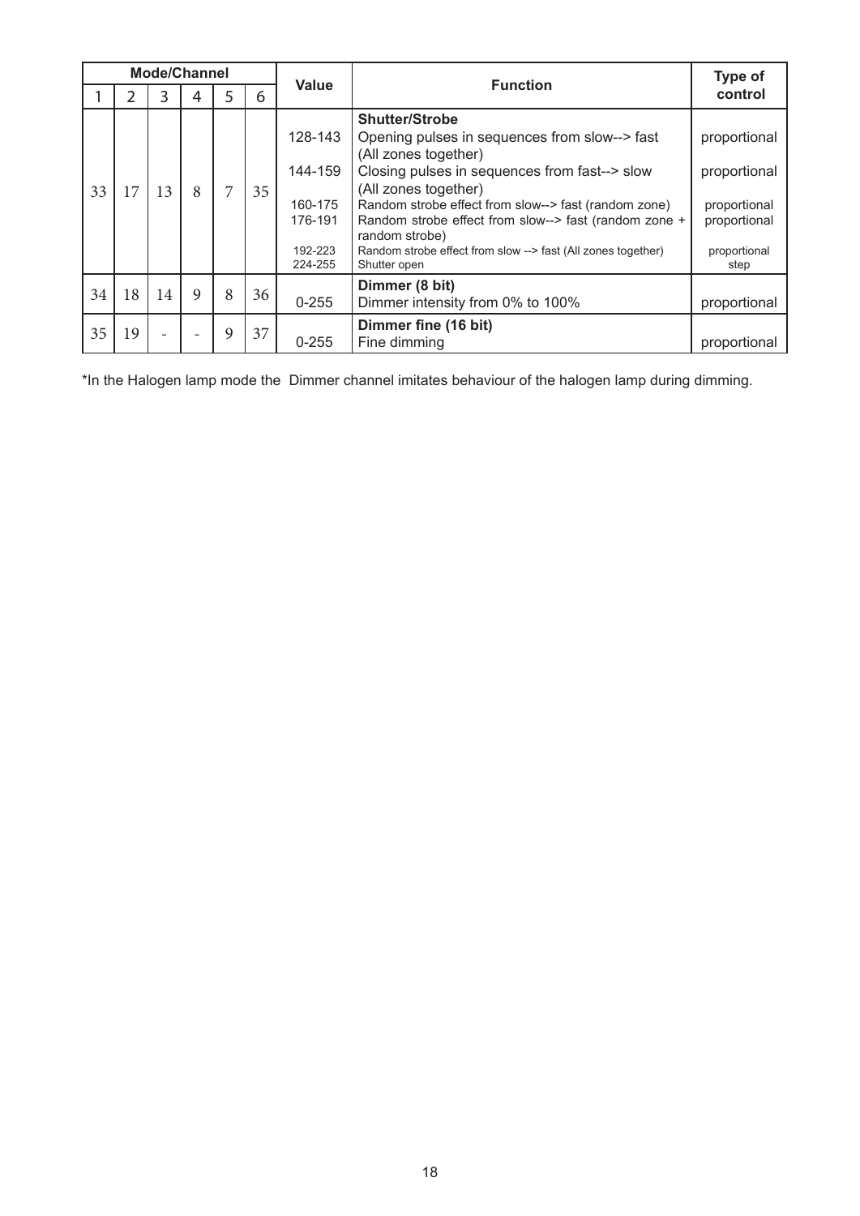| Mode/Channel | | | | | | Value | Function | Type of control |
|---|---|---|---|---|---|---|---|---|
| 1 | 2 | 3 | 4 | 5 | 6 | | | |
| 33 | 17 | 13 | 8 | 7 | 35 | | **Shutter/Strobe** | |
| | | | | | | 128-143 | Opening pulses in sequences from slow--> fast (All zones together) | proportional |
| | | | | | | 144-159 | Closing pulses in sequences from fast--> slow (All zones together) | proportional |
| | | | | | | 160-175 | Random strobe effect from slow--> fast (random zone) | proportional |
| | | | | | | 176-191 | Random strobe effect from slow--> fast (random zone + random strobe) | proportional |
| | | | | | | 192-223 | Random strobe effect from slow --> fast (All zones together) | proportional |
| | | | | | | 224-255 | Shutter open | step |
| 34 | 18 | 14 | 9 | 8 | 36 | | **Dimmer (8 bit)** | |
| | | | | | | 0-255 | Dimmer intensity from 0% to 100% | proportional |
| 35 | 19 | - | - | 9 | 37 | | **Dimmer fine (16 bit)** | |
| | | | | | | 0-255 | Fine dimming | proportional |

*In the Halogen lamp mode the Dimmer channel imitates behaviour of the halogen lamp during dimming.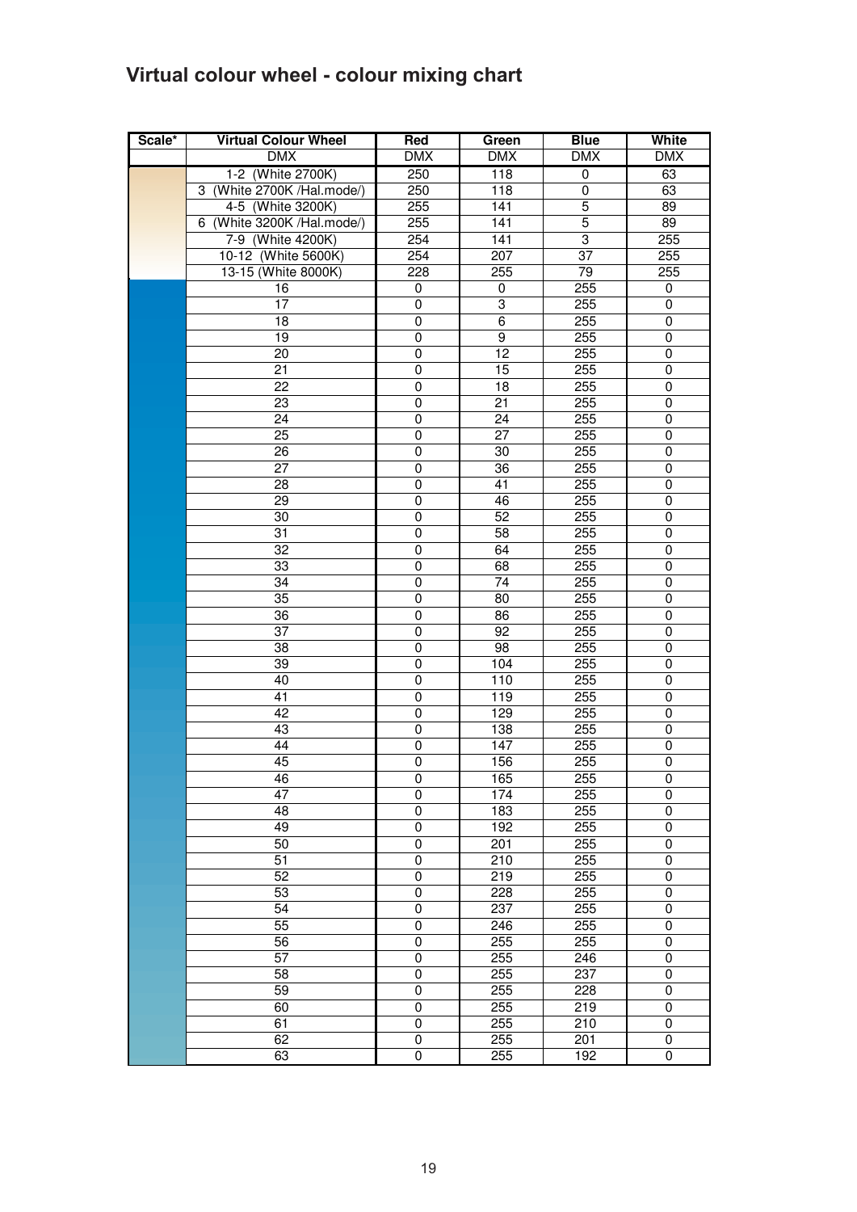## Virtual colour wheel - colour mixing chart

| Scale* | Virtual Colour Wheel | Red | Green | Blue | White |
|---|---|---|---|---|---|
| | DMX | DMX | DMX | DMX | DMX |
| | 1-2 (White 2700K) | 250 | 118 | 0 | 63 |
| | 3 (White 2700K /Hal.mode/) | 250 | 118 | 0 | 63 |
| | 4-5 (White 3200K) | 255 | 141 | 5 | 89 |
| | 6 (White 3200K /Hal.mode/) | 255 | 141 | 5 | 89 |
| | 7-9 (White 4200K) | 254 | 141 | 3 | 255 |
| | 10-12 (White 5600K) | 254 | 207 | 37 | 255 |
| | 13-15 (White 8000K) | 228 | 255 | 79 | 255 |
| | 16 | 0 | 0 | 255 | 0 |
| | 17 | 0 | 3 | 255 | 0 |
| | 18 | 0 | 6 | 255 | 0 |
| | 19 | 0 | 9 | 255 | 0 |
| | 20 | 0 | 12 | 255 | 0 |
| | 21 | 0 | 15 | 255 | 0 |
| | 22 | 0 | 18 | 255 | 0 |
| | 23 | 0 | 21 | 255 | 0 |
| | 24 | 0 | 24 | 255 | 0 |
| | 25 | 0 | 27 | 255 | 0 |
| | 26 | 0 | 30 | 255 | 0 |
| | 27 | 0 | 36 | 255 | 0 |
| | 28 | 0 | 41 | 255 | 0 |
| | 29 | 0 | 46 | 255 | 0 |
| | 30 | 0 | 52 | 255 | 0 |
| | 31 | 0 | 58 | 255 | 0 |
| | 32 | 0 | 64 | 255 | 0 |
| | 33 | 0 | 68 | 255 | 0 |
| | 34 | 0 | 74 | 255 | 0 |
| | 35 | 0 | 80 | 255 | 0 |
| | 36 | 0 | 86 | 255 | 0 |
| | 37 | 0 | 92 | 255 | 0 |
| | 38 | 0 | 98 | 255 | 0 |
| | 39 | 0 | 104 | 255 | 0 |
| | 40 | 0 | 110 | 255 | 0 |
| | 41 | 0 | 119 | 255 | 0 |
| | 42 | 0 | 129 | 255 | 0 |
| | 43 | 0 | 138 | 255 | 0 |
| | 44 | 0 | 147 | 255 | 0 |
| | 45 | 0 | 156 | 255 | 0 |
| | 46 | 0 | 165 | 255 | 0 |
| | 47 | 0 | 174 | 255 | 0 |
| | 48 | 0 | 183 | 255 | 0 |
| | 49 | 0 | 192 | 255 | 0 |
| | 50 | 0 | 201 | 255 | 0 |
| | 51 | 0 | 210 | 255 | 0 |
| | 52 | 0 | 219 | 255 | 0 |
| | 53 | 0 | 228 | 255 | 0 |
| | 54 | 0 | 237 | 255 | 0 |
| | 55 | 0 | 246 | 255 | 0 |
| | 56 | 0 | 255 | 255 | 0 |
| | 57 | 0 | 255 | 246 | 0 |
| | 58 | 0 | 255 | 237 | 0 |
| | 59 | 0 | 255 | 228 | 0 |
| | 60 | 0 | 255 | 219 | 0 |
| | 61 | 0 | 255 | 210 | 0 |
| | 62 | 0 | 255 | 201 | 0 |
| | 63 | 0 | 255 | 192 | 0 |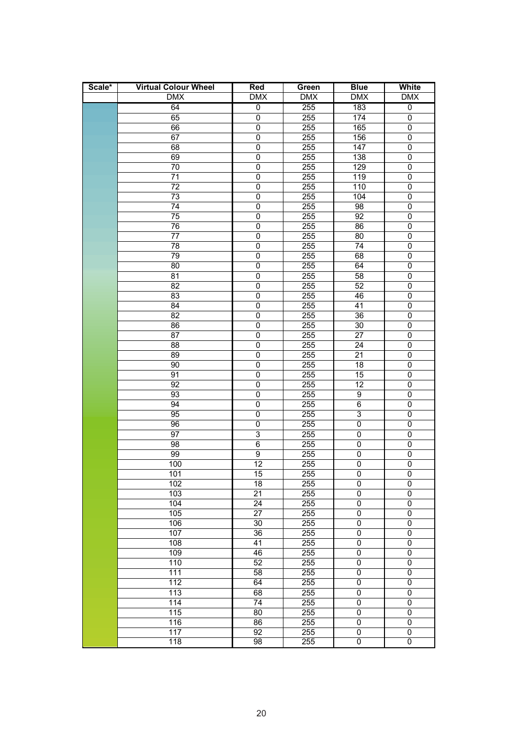| Scale* | Virtual Colour Wheel | Red | Green | Blue | White |
|---|---|---|---|---|---|
| | DMX | DMX | DMX | DMX | DMX |
| | 64 | 0 | 255 | 183 | 0 |
| | 65 | 0 | 255 | 174 | 0 |
| | 66 | 0 | 255 | 165 | 0 |
| | 67 | 0 | 255 | 156 | 0 |
| | 68 | 0 | 255 | 147 | 0 |
| | 69 | 0 | 255 | 138 | 0 |
| | 70 | 0 | 255 | 129 | 0 |
| | 71 | 0 | 255 | 119 | 0 |
| | 72 | 0 | 255 | 110 | 0 |
| | 73 | 0 | 255 | 104 | 0 |
| | 74 | 0 | 255 | 98 | 0 |
| | 75 | 0 | 255 | 92 | 0 |
| | 76 | 0 | 255 | 86 | 0 |
| | 77 | 0 | 255 | 80 | 0 |
| | 78 | 0 | 255 | 74 | 0 |
| | 79 | 0 | 255 | 68 | 0 |
| | 80 | 0 | 255 | 64 | 0 |
| | 81 | 0 | 255 | 58 | 0 |
| | 82 | 0 | 255 | 52 | 0 |
| | 83 | 0 | 255 | 46 | 0 |
| | 84 | 0 | 255 | 41 | 0 |
| | 82 | 0 | 255 | 36 | 0 |
| | 86 | 0 | 255 | 30 | 0 |
| | 87 | 0 | 255 | 27 | 0 |
| | 88 | 0 | 255 | 24 | 0 |
| | 89 | 0 | 255 | 21 | 0 |
| | 90 | 0 | 255 | 18 | 0 |
| | 91 | 0 | 255 | 15 | 0 |
| | 92 | 0 | 255 | 12 | 0 |
| | 93 | 0 | 255 | 9 | 0 |
| | 94 | 0 | 255 | 6 | 0 |
| | 95 | 0 | 255 | 3 | 0 |
| | 96 | 0 | 255 | 0 | 0 |
| | 97 | 3 | 255 | 0 | 0 |
| | 98 | 6 | 255 | 0 | 0 |
| | 99 | 9 | 255 | 0 | 0 |
| | 100 | 12 | 255 | 0 | 0 |
| | 101 | 15 | 255 | 0 | 0 |
| | 102 | 18 | 255 | 0 | 0 |
| | 103 | 21 | 255 | 0 | 0 |
| | 104 | 24 | 255 | 0 | 0 |
| | 105 | 27 | 255 | 0 | 0 |
| | 106 | 30 | 255 | 0 | 0 |
| | 107 | 36 | 255 | 0 | 0 |
| | 108 | 41 | 255 | 0 | 0 |
| | 109 | 46 | 255 | 0 | 0 |
| | 110 | 52 | 255 | 0 | 0 |
| | 111 | 58 | 255 | 0 | 0 |
| | 112 | 64 | 255 | 0 | 0 |
| | 113 | 68 | 255 | 0 | 0 |
| | 114 | 74 | 255 | 0 | 0 |
| | 115 | 80 | 255 | 0 | 0 |
| | 116 | 86 | 255 | 0 | 0 |
| | 117 | 92 | 255 | 0 | 0 |
| | 118 | 98 | 255 | 0 | 0 |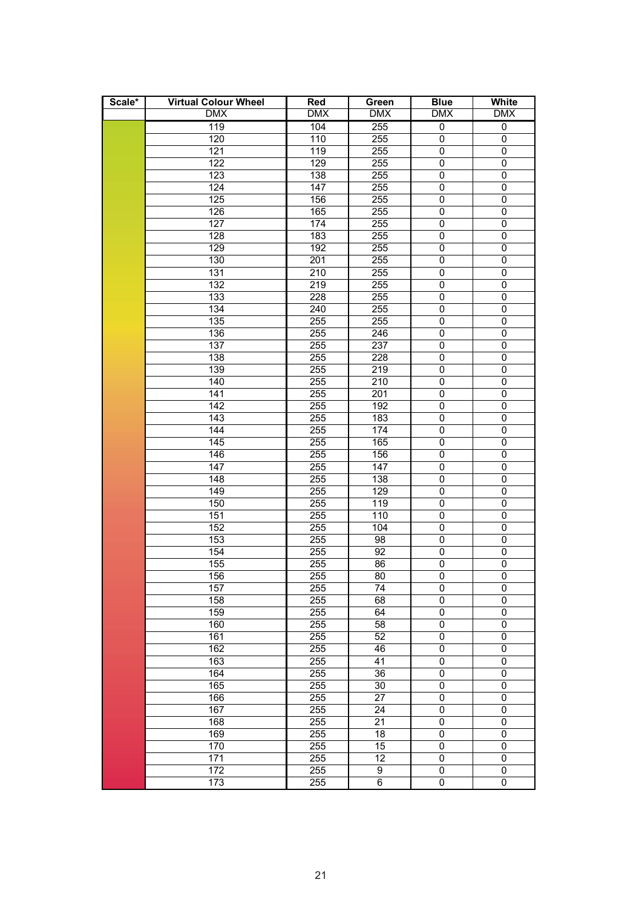| Scale* | Virtual Colour Wheel | Red | Green | Blue | White |
|---|---|---|---|---|---|
| | DMX | DMX | DMX | DMX | DMX |
| | 119 | 104 | 255 | 0 | 0 |
| | 120 | 110 | 255 | 0 | 0 |
| | 121 | 119 | 255 | 0 | 0 |
| | 122 | 129 | 255 | 0 | 0 |
| | 123 | 138 | 255 | 0 | 0 |
| | 124 | 147 | 255 | 0 | 0 |
| | 125 | 156 | 255 | 0 | 0 |
| | 126 | 165 | 255 | 0 | 0 |
| | 127 | 174 | 255 | 0 | 0 |
| | 128 | 183 | 255 | 0 | 0 |
| | 129 | 192 | 255 | 0 | 0 |
| | 130 | 201 | 255 | 0 | 0 |
| | 131 | 210 | 255 | 0 | 0 |
| | 132 | 219 | 255 | 0 | 0 |
| | 133 | 228 | 255 | 0 | 0 |
| | 134 | 240 | 255 | 0 | 0 |
| | 135 | 255 | 255 | 0 | 0 |
| | 136 | 255 | 246 | 0 | 0 |
| | 137 | 255 | 237 | 0 | 0 |
| | 138 | 255 | 228 | 0 | 0 |
| | 139 | 255 | 219 | 0 | 0 |
| | 140 | 255 | 210 | 0 | 0 |
| | 141 | 255 | 201 | 0 | 0 |
| | 142 | 255 | 192 | 0 | 0 |
| | 143 | 255 | 183 | 0 | 0 |
| | 144 | 255 | 174 | 0 | 0 |
| | 145 | 255 | 165 | 0 | 0 |
| | 146 | 255 | 156 | 0 | 0 |
| | 147 | 255 | 147 | 0 | 0 |
| | 148 | 255 | 138 | 0 | 0 |
| | 149 | 255 | 129 | 0 | 0 |
| | 150 | 255 | 119 | 0 | 0 |
| | 151 | 255 | 110 | 0 | 0 |
| | 152 | 255 | 104 | 0 | 0 |
| | 153 | 255 | 98 | 0 | 0 |
| | 154 | 255 | 92 | 0 | 0 |
| | 155 | 255 | 86 | 0 | 0 |
| | 156 | 255 | 80 | 0 | 0 |
| | 157 | 255 | 74 | 0 | 0 |
| | 158 | 255 | 68 | 0 | 0 |
| | 159 | 255 | 64 | 0 | 0 |
| | 160 | 255 | 58 | 0 | 0 |
| | 161 | 255 | 52 | 0 | 0 |
| | 162 | 255 | 46 | 0 | 0 |
| | 163 | 255 | 41 | 0 | 0 |
| | 164 | 255 | 36 | 0 | 0 |
| | 165 | 255 | 30 | 0 | 0 |
| | 166 | 255 | 27 | 0 | 0 |
| | 167 | 255 | 24 | 0 | 0 |
| | 168 | 255 | 21 | 0 | 0 |
| | 169 | 255 | 18 | 0 | 0 |
| | 170 | 255 | 15 | 0 | 0 |
| | 171 | 255 | 12 | 0 | 0 |
| | 172 | 255 | 9 | 0 | 0 |
| | 173 | 255 | 6 | 0 | 0 |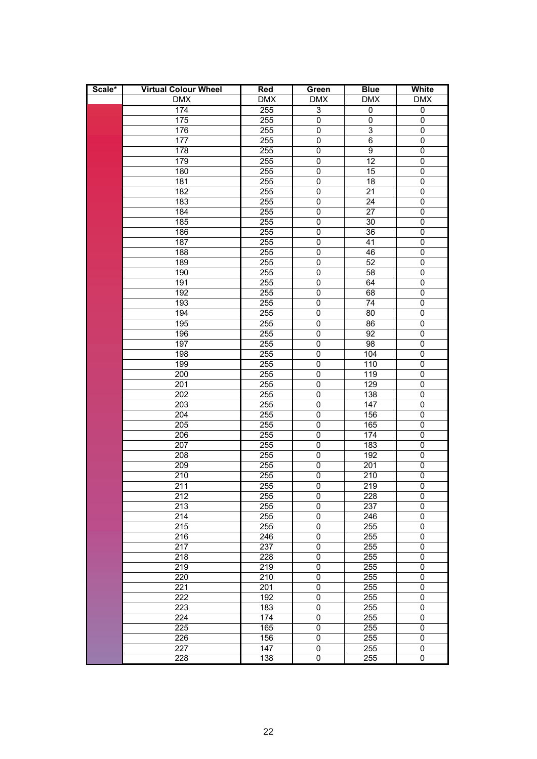| Scale* | Virtual Colour Wheel | Red | Green | Blue | White |
|---|---|---|---|---|---|
| | DMX | DMX | DMX | DMX | DMX |
| | 174 | 255 | 3 | 0 | 0 |
| | 175 | 255 | 0 | 0 | 0 |
| | 176 | 255 | 0 | 3 | 0 |
| | 177 | 255 | 0 | 6 | 0 |
| | 178 | 255 | 0 | 9 | 0 |
| | 179 | 255 | 0 | 12 | 0 |
| | 180 | 255 | 0 | 15 | 0 |
| | 181 | 255 | 0 | 18 | 0 |
| | 182 | 255 | 0 | 21 | 0 |
| | 183 | 255 | 0 | 24 | 0 |
| | 184 | 255 | 0 | 27 | 0 |
| | 185 | 255 | 0 | 30 | 0 |
| | 186 | 255 | 0 | 36 | 0 |
| | 187 | 255 | 0 | 41 | 0 |
| | 188 | 255 | 0 | 46 | 0 |
| | 189 | 255 | 0 | 52 | 0 |
| | 190 | 255 | 0 | 58 | 0 |
| | 191 | 255 | 0 | 64 | 0 |
| | 192 | 255 | 0 | 68 | 0 |
| | 193 | 255 | 0 | 74 | 0 |
| | 194 | 255 | 0 | 80 | 0 |
| | 195 | 255 | 0 | 86 | 0 |
| | 196 | 255 | 0 | 92 | 0 |
| | 197 | 255 | 0 | 98 | 0 |
| | 198 | 255 | 0 | 104 | 0 |
| | 199 | 255 | 0 | 110 | 0 |
| | 200 | 255 | 0 | 119 | 0 |
| | 201 | 255 | 0 | 129 | 0 |
| | 202 | 255 | 0 | 138 | 0 |
| | 203 | 255 | 0 | 147 | 0 |
| | 204 | 255 | 0 | 156 | 0 |
| | 205 | 255 | 0 | 165 | 0 |
| | 206 | 255 | 0 | 174 | 0 |
| | 207 | 255 | 0 | 183 | 0 |
| | 208 | 255 | 0 | 192 | 0 |
| | 209 | 255 | 0 | 201 | 0 |
| | 210 | 255 | 0 | 210 | 0 |
| | 211 | 255 | 0 | 219 | 0 |
| | 212 | 255 | 0 | 228 | 0 |
| | 213 | 255 | 0 | 237 | 0 |
| | 214 | 255 | 0 | 246 | 0 |
| | 215 | 255 | 0 | 255 | 0 |
| | 216 | 246 | 0 | 255 | 0 |
| | 217 | 237 | 0 | 255 | 0 |
| | 218 | 228 | 0 | 255 | 0 |
| | 219 | 219 | 0 | 255 | 0 |
| | 220 | 210 | 0 | 255 | 0 |
| | 221 | 201 | 0 | 255 | 0 |
| | 222 | 192 | 0 | 255 | 0 |
| | 223 | 183 | 0 | 255 | 0 |
| | 224 | 174 | 0 | 255 | 0 |
| | 225 | 165 | 0 | 255 | 0 |
| | 226 | 156 | 0 | 255 | 0 |
| | 227 | 147 | 0 | 255 | 0 |
| | 228 | 138 | 0 | 255 | 0 |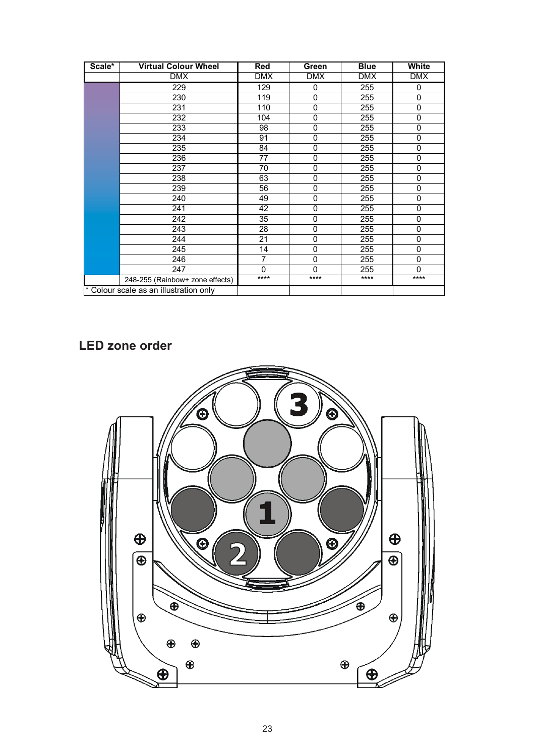| Scale* | Virtual Colour Wheel | Red | Green | Blue | White |
|---|---|---|---|---|---|
| | DMX | DMX | DMX | DMX | DMX |
| | 229 | 129 | 0 | 255 | 0 |
| | 230 | 119 | 0 | 255 | 0 |
| | 231 | 110 | 0 | 255 | 0 |
| | 232 | 104 | 0 | 255 | 0 |
| | 233 | 98 | 0 | 255 | 0 |
| | 234 | 91 | 0 | 255 | 0 |
| | 235 | 84 | 0 | 255 | 0 |
| | 236 | 77 | 0 | 255 | 0 |
| | 237 | 70 | 0 | 255 | 0 |
| | 238 | 63 | 0 | 255 | 0 |
| | 239 | 56 | 0 | 255 | 0 |
| | 240 | 49 | 0 | 255 | 0 |
| | 241 | 42 | 0 | 255 | 0 |
| | 242 | 35 | 0 | 255 | 0 |
| | 243 | 28 | 0 | 255 | 0 |
| | 244 | 21 | 0 | 255 | 0 |
| | 245 | 14 | 0 | 255 | 0 |
| | 246 | 7 | 0 | 255 | 0 |
| | 247 | 0 | 0 | 255 | 0 |
| | 248-255 (Rainbow+ zone effects) | **** | **** | **** | **** |
| * Colour scale as an illustration only | | | | | |

## LED zone order

3

1

2